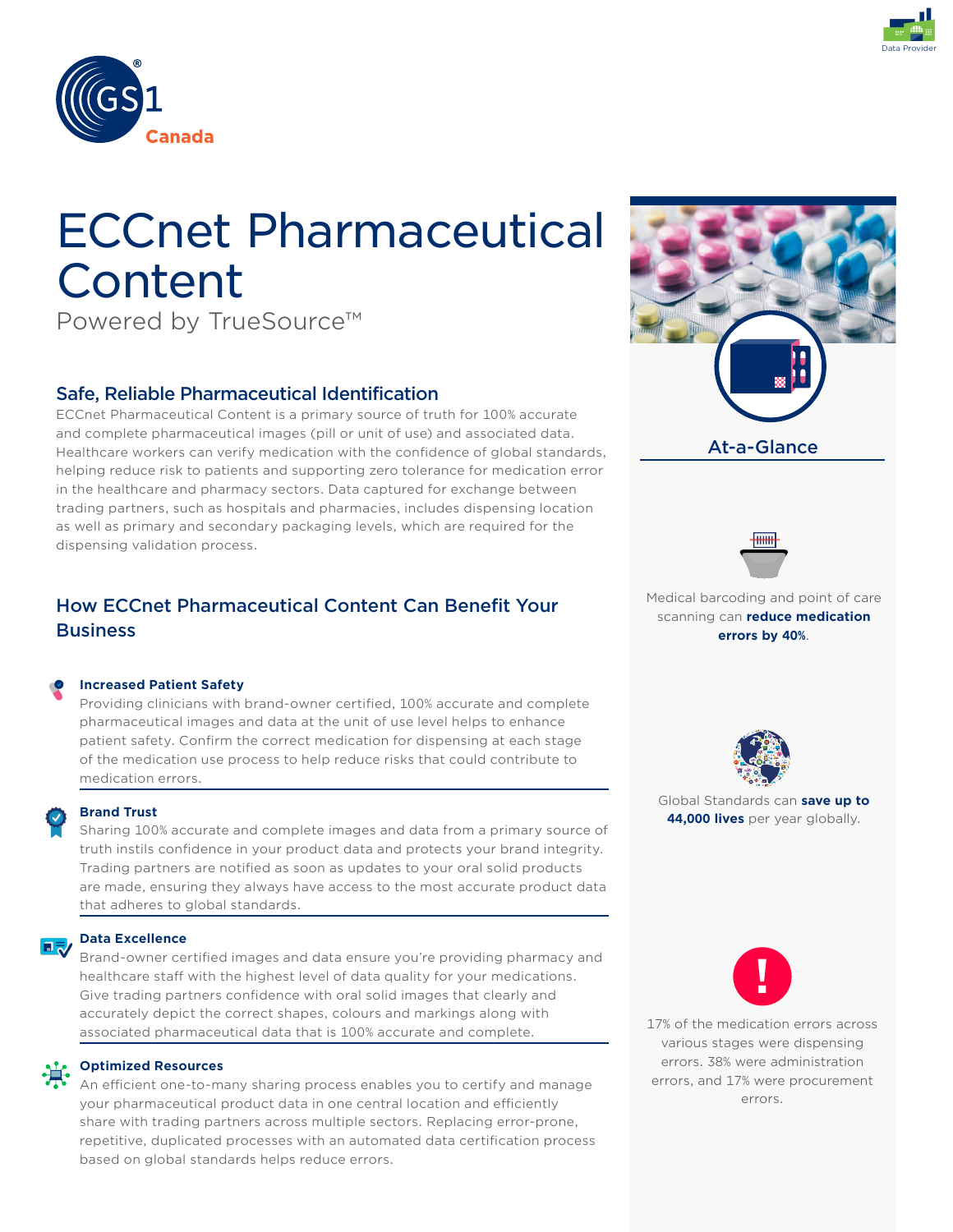# ECCnet Pharmaceutical Content

Powered by TrueSource™

## Safe, Reliable Pharmaceutical Identification

ECCnet Pharmaceutical Content is a primary source of truth for 100% accurate and complete pharmaceutical images (pill or unit of use) and associated data. Healthcare workers can verify medication with the confidence of global standards, helping reduce risk to patients and supporting zero tolerance for medication error in the healthcare and pharmacy sectors. Data captured for exchange between trading partners, such as hospitals and pharmacies, includes dispensing location as well as primary and secondary packaging levels, which are required for the dispensing validation process.

## How ECCnet Pharmaceutical Content Can Benefit Your Business

### Increased Patient Safety

Providing clinicians with brand-owner certified, 100% accurate and complete pharmaceutical images and data at the unit of use level helps to enhance patient safety. Confirm the correct medication for dispensing at each stage of the medication use process to help reduce risks that could contribute to medication errors.

### Brand Trust

Sharing 100% accurate and complete images and data from a primary source of truth instils confidence in your product data and protects your brand integrity. Trading partners are notified as soon as updates to your oral solid products are made, ensuring they always have access to the most accurate product data that adheres to global standards.

### Data Excellence

Brand-owner certified images and data ensure you're providing pharmacy and healthcare staff with the highest level of data quality for your medications. Give trading partners confidence with oral solid images that clearly and accurately depict the correct shapes, colours and markings along with associated pharmaceutical data that is 100% accurate and complete.

### Optimized Resources

An efficient one-to-many sharing process enables you to certify and manage your pharmaceutical product data in one central location and efficiently share with trading partners across multiple sectors. Replacing error-prone, repetitive, duplicated processes with an automated data certification process based on global standards helps reduce errors.

## At-a-Glance

Medical barcoding and point of care scanning can **reduce medication errors by 40%**.

Global Standards can **save up to 44,000 lives** per year globally.

17% of the medication errors across various stages were dispensing errors. 38% were administration errors, and 17% were procurement errors.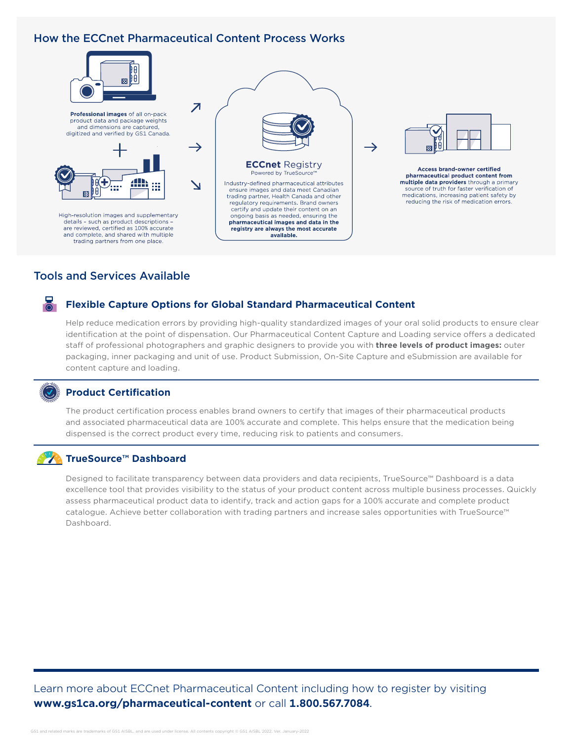## How the ECCnet Pharmaceutical Content Process Works

**Professional images** of all on-pack product data and package weights and dimensions are captured, digitized and verified by GS1 Canada.

+

High-resolution images and supplementary details – such as product descriptions – are reviewed, certified as 100% accurate and complete, and shared with multiple trading partners from one place.

**ECCnet** Registry
Powered by TrueSource™

Industry-defined pharmaceutical attributes ensure images and data meet Canadian trading partner, Health Canada and other regulatory requirements. Brand owners certify and update their content on an ongoing basis as needed, ensuring the **pharmaceutical images and data in the registry are always the most accurate available.**

**Access brand-owner certified pharmaceutical product content from multiple data providers** through a primary source of truth for faster verification of medications, increasing patient safety by reducing the risk of medication errors.

## Tools and Services Available

### Flexible Capture Options for Global Standard Pharmaceutical Content

Help reduce medication errors by providing high-quality standardized images of your oral solid products to ensure clear identification at the point of dispensation. Our Pharmaceutical Content Capture and Loading service offers a dedicated staff of professional photographers and graphic designers to provide you with **three levels of product images:** outer packaging, inner packaging and unit of use. Product Submission, On-Site Capture and eSubmission are available for content capture and loading.

### Product Certification

The product certification process enables brand owners to certify that images of their pharmaceutical products and associated pharmaceutical data are 100% accurate and complete. This helps ensure that the medication being dispensed is the correct product every time, reducing risk to patients and consumers.

### TrueSource™ Dashboard

Designed to facilitate transparency between data providers and data recipients, TrueSource™ Dashboard is a data excellence tool that provides visibility to the status of your product content across multiple business processes. Quickly assess pharmaceutical product data to identify, track and action gaps for a 100% accurate and complete product catalogue. Achieve better collaboration with trading partners and increase sales opportunities with TrueSource™ Dashboard.

Learn more about ECCnet Pharmaceutical Content including how to register by visiting **www.gs1ca.org/pharmaceutical-content** or call **1.800.567.7084**.

GS1 and related marks are trademarks of GS1 AISBL, and are used under license. All contents copyright © GS1 AISBL 2022. Ver. January-2022